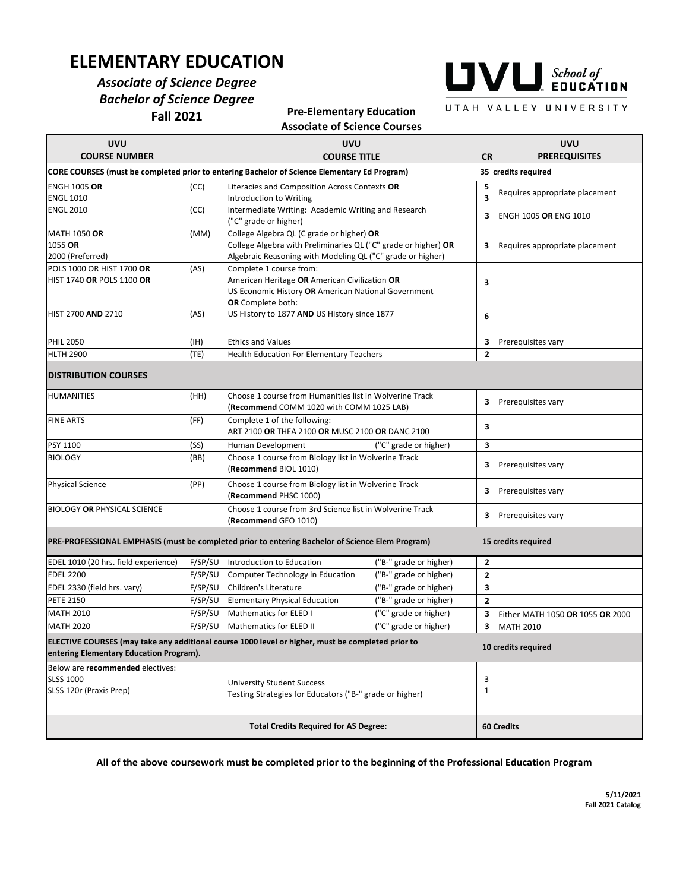// 
# ELEMENTARY EDUCATION

***Associate of Science Degree***

***Bachelor of Science Degree***

**Fall 2021**

**Pre-Elementary Education**
**Associate of Science Courses**

UVU School of EDUCATION
UTAH VALLEY UNIVERSITY

| UVU COURSE NUMBER | | UVU COURSE TITLE | | CR | UVU PREREQUISITES |
|---|---|---|---|---|---|
| **CORE COURSES (must be completed prior to entering Bachelor of Science Elementary Ed Program)** | | | | **35 credits required** | |
| ENGH 1005 **OR**<br>ENGL 1010 | (CC) | Literacies and Composition Across Contexts **OR**<br>Introduction to Writing | | **5**<br>**3** | Requires appropriate placement |
| ENGL 2010 | (CC) | Intermediate Writing: Academic Writing and Research ("C" grade or higher) | | **3** | ENGH 1005 **OR** ENG 1010 |
| MATH 1050 **OR**<br>1055 **OR**<br>2000 (Preferred) | (MM) | College Algebra QL (C grade or higher) **OR**<br>College Algebra with Preliminaries QL ("C" grade or higher) **OR**<br>Algebraic Reasoning with Modeling QL ("C" grade or higher) | | **3** | Requires appropriate placement |
| POLS 1000 OR HIST 1700 **OR**<br>HIST 1740 **OR** POLS 1100 **OR** | (AS) | Complete 1 course from:<br>American Heritage **OR** American Civilization **OR**<br>US Economic History **OR** American National Government | | **3** | |
| HIST 2700 **AND** 2710 | (AS) | **OR** Complete both:<br>US History to 1877 **AND** US History since 1877 | | **6** | |
| PHIL 2050 | (IH) | Ethics and Values | | **3** | Prerequisites vary |
| HLTH 2900 | (TE) | Health Education For Elementary Teachers | | **2** | |
| **DISTRIBUTION COURSES** | | | | | |
| HUMANITIES | (HH) | Choose 1 course from Humanities list in Wolverine Track (**Recommend** COMM 1020 with COMM 1025 LAB) | | **3** | Prerequisites vary |
| FINE ARTS | (FF) | Complete 1 of the following:<br>ART 2100 **OR** THEA 2100 **OR** MUSC 2100 **OR** DANC 2100 | | **3** | |
| PSY 1100 | (SS) | Human Development | ("C" grade or higher) | **3** | |
| BIOLOGY | (BB) | Choose 1 course from Biology list in Wolverine Track (**Recommend** BIOL 1010) | | **3** | Prerequisites vary |
| Physical Science | (PP) | Choose 1 course from Biology list in Wolverine Track (**Recommend** PHSC 1000) | | **3** | Prerequisites vary |
| BIOLOGY **OR** PHYSICAL SCIENCE | | Choose 1 course from 3rd Science list in Wolverine Track (**Recommend** GEO 1010) | | **3** | Prerequisites vary |
| **PRE-PROFESSIONAL EMPHASIS (must be completed prior to entering Bachelor of Science Elem Program)** | | | | **15 credits required** | |
| EDEL 1010 (20 hrs. field experience) | F/SP/SU | Introduction to Education | ("B-" grade or higher) | **2** | |
| EDEL 2200 | F/SP/SU | Computer Technology in Education | ("B-" grade or higher) | **2** | |
| EDEL 2330 (field hrs. vary) | F/SP/SU | Children's Literature | ("B-" grade or higher) | **3** | |
| PETE 2150 | F/SP/SU | Elementary Physical Education | ("B-" grade or higher) | **2** | |
| MATH 2010 | F/SP/SU | Mathematics for ELED I | ("C" grade or higher) | **3** | Either MATH 1050 **OR** 1055 **OR** 2000 |
| MATH 2020 | F/SP/SU | Mathematics for ELED II | ("C" grade or higher) | **3** | MATH 2010 |
| **ELECTIVE COURSES (may take any additional course 1000 level or higher, must be completed prior to entering Elementary Education Program).** | | | | **10 credits required** | |
| Below are **recommended** electives:<br>SLSS 1000<br>SLSS 120r (Praxis Prep) | | University Student Success<br>Testing Strategies for Educators ("B-" grade or higher) | | 3<br>1 | |
| **Total Credits Required for AS Degree:** | | | | **60 Credits** | |

**All of the above coursework must be completed prior to the beginning of the Professional Education Program**

**5/11/2021**
**Fall 2021 Catalog**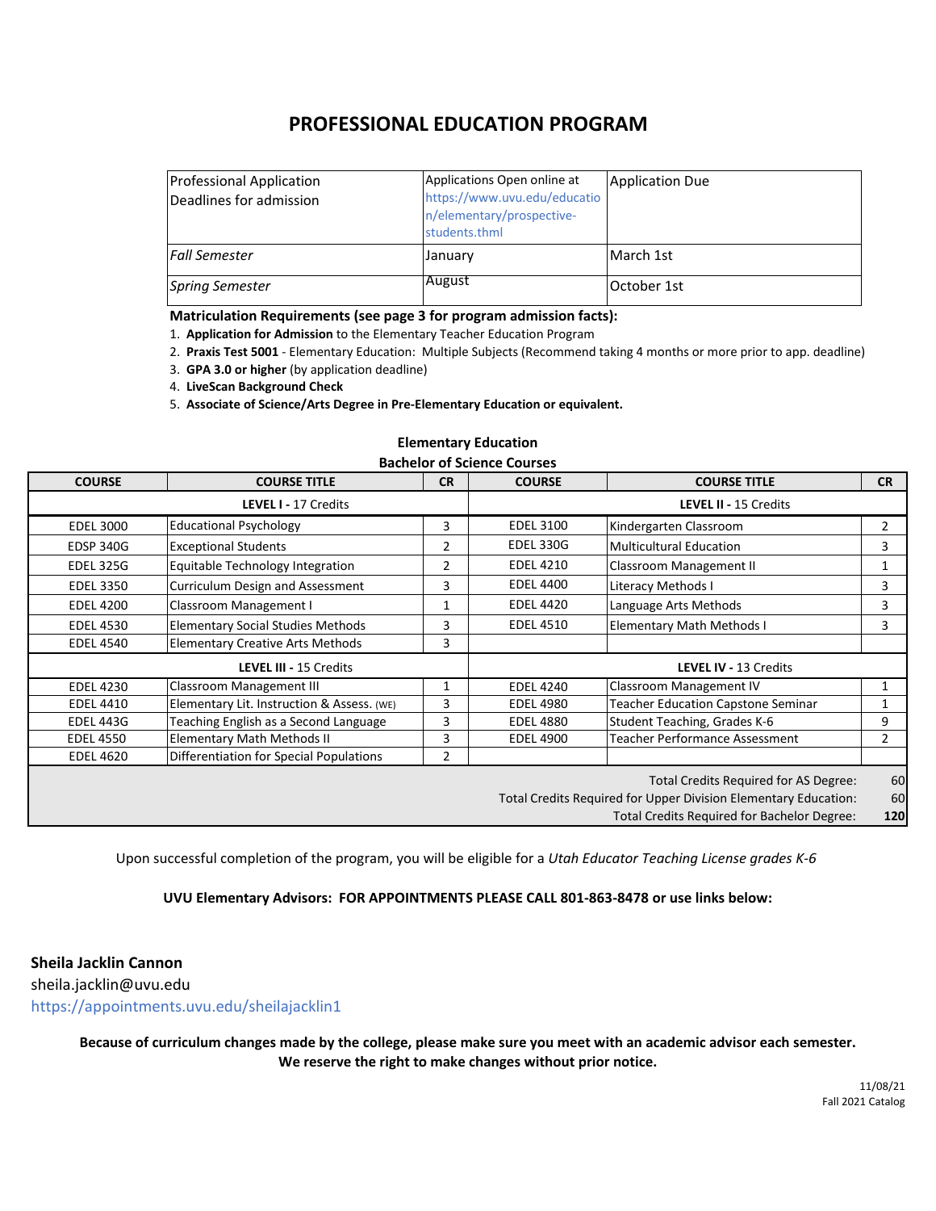# PROFESSIONAL EDUCATION PROGRAM

| Professional Application Deadlines for admission | Applications Open online at https://www.uvu.edu/education/elementary/prospective-students.thml | Application Due |
|---|---|---|
| *Fall Semester* | January | March 1st |
| *Spring Semester* | August | October 1st |

**Matriculation Requirements (see page 3 for program admission facts):**

1. **Application for Admission** to the Elementary Teacher Education Program
2. **Praxis Test 5001** - Elementary Education: Multiple Subjects (Recommend taking 4 months or more prior to app. deadline)
3. **GPA 3.0 or higher** (by application deadline)
4. **LiveScan Background Check**
5. **Associate of Science/Arts Degree in Pre-Elementary Education or equivalent.**

**Elementary Education**
**Bachelor of Science Courses**

| COURSE | COURSE TITLE | CR | COURSE | COURSE TITLE | CR |
|---|---|---|---|---|---|
| **LEVEL I** - 17 Credits | | | **LEVEL II** - 15 Credits | | |
| EDEL 3000 | Educational Psychology | 3 | EDEL 3100 | Kindergarten Classroom | 2 |
| EDSP 340G | Exceptional Students | 2 | EDEL 330G | Multicultural Education | 3 |
| EDEL 325G | Equitable Technology Integration | 2 | EDEL 4210 | Classroom Management II | 1 |
| EDEL 3350 | Curriculum Design and Assessment | 3 | EDEL 4400 | Literacy Methods I | 3 |
| EDEL 4200 | Classroom Management I | 1 | EDEL 4420 | Language Arts Methods | 3 |
| EDEL 4530 | Elementary Social Studies Methods | 3 | EDEL 4510 | Elementary Math Methods I | 3 |
| EDEL 4540 | Elementary Creative Arts Methods | 3 | | | |
| **LEVEL III** - 15 Credits | | | **LEVEL IV** - 13 Credits | | |
| EDEL 4230 | Classroom Management III | 1 | EDEL 4240 | Classroom Management IV | 1 |
| EDEL 4410 | Elementary Lit. Instruction & Assess. (WE) | 3 | EDEL 4980 | Teacher Education Capstone Seminar | 1 |
| EDEL 443G | Teaching English as a Second Language | 3 | EDEL 4880 | Student Teaching, Grades K-6 | 9 |
| EDEL 4550 | Elementary Math Methods II | 3 | EDEL 4900 | Teacher Performance Assessment | 2 |
| EDEL 4620 | Differentiation for Special Populations | 2 | | | |
| | | | | Total Credits Required for AS Degree: | 60 |
| | | | | Total Credits Required for Upper Division Elementary Education: | 60 |
| | | | | Total Credits Required for Bachelor Degree: | **120** |

Upon successful completion of the program, you will be eligible for a *Utah Educator Teaching License grades K-6*

**UVU Elementary Advisors: FOR APPOINTMENTS PLEASE CALL 801-863-8478 or use links below:**

**Sheila Jacklin Cannon**
sheila.jacklin@uvu.edu
https://appointments.uvu.edu/sheilajacklin1

**Because of curriculum changes made by the college, please make sure you meet with an academic advisor each semester. We reserve the right to make changes without prior notice.**

11/08/21
Fall 2021 Catalog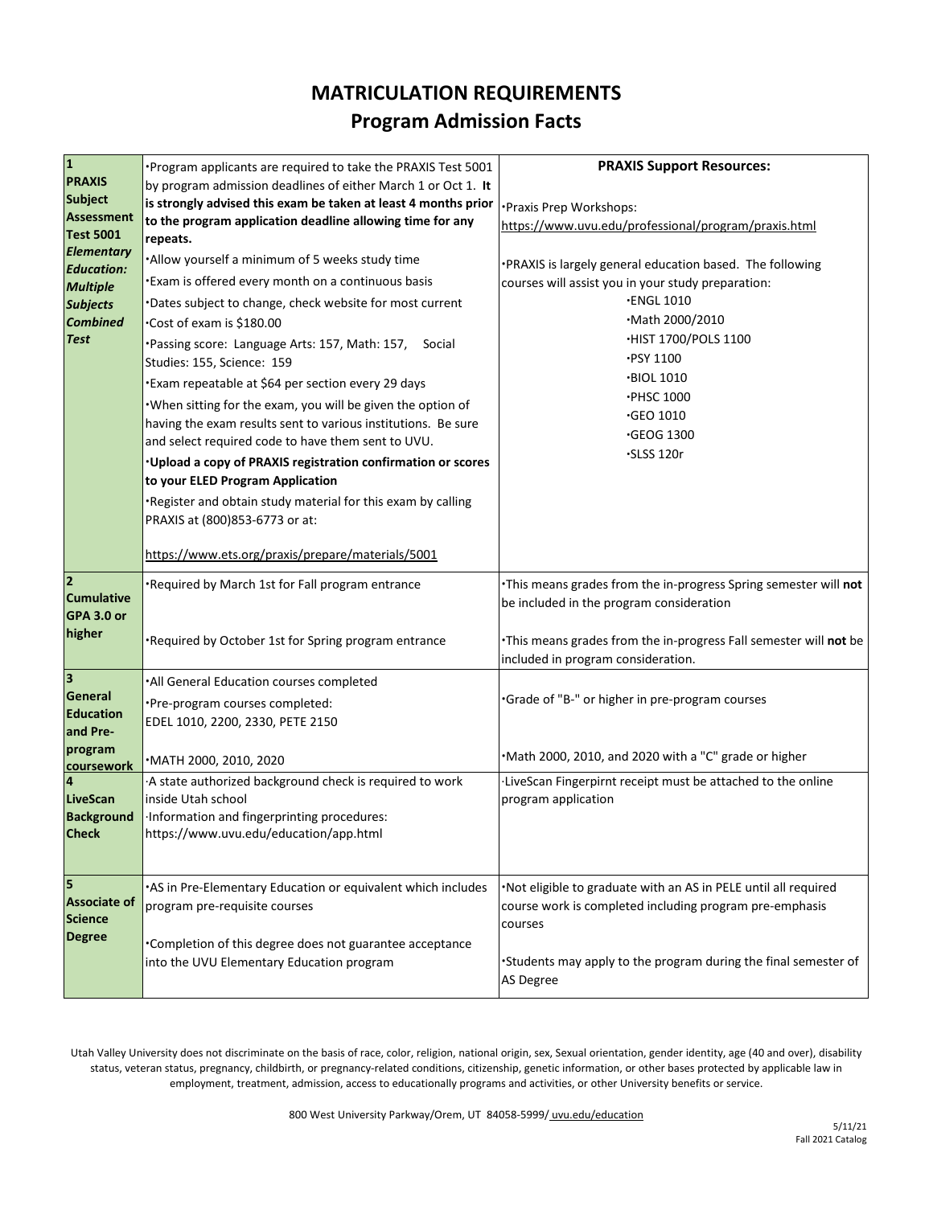# MATRICULATION REQUIREMENTS

## Program Admission Facts

| | | |
|---|---|---|
| **1 PRAXIS Subject Assessment Test 5001** ***Elementary Education: Multiple Subjects Combined Test*** | ·Program applicants are required to take the PRAXIS Test 5001 by program admission deadlines of either March 1 or Oct 1. **It is strongly advised this exam be taken at least 4 months prior to the program application deadline allowing time for any repeats.**<br>·Allow yourself a minimum of 5 weeks study time<br>·Exam is offered every month on a continuous basis<br>·Dates subject to change, check website for most current<br>·Cost of exam is $180.00<br>·Passing score: Language Arts: 157, Math: 157, Social Studies: 155, Science: 159<br>·Exam repeatable at $64 per section every 29 days<br>·When sitting for the exam, you will be given the option of having the exam results sent to various institutions. Be sure and select required code to have them sent to UVU.<br>·**Upload a copy of PRAXIS registration confirmation or scores to your ELED Program Application**<br>·Register and obtain study material for this exam by calling PRAXIS at (800)853-6773 or at:<br>https://www.ets.org/praxis/prepare/materials/5001 | **PRAXIS Support Resources:**<br>·Praxis Prep Workshops: https://www.uvu.edu/professional/program/praxis.html<br>·PRAXIS is largely general education based. The following courses will assist you in your study preparation:<br>·ENGL 1010<br>·Math 2000/2010<br>·HIST 1700/POLS 1100<br>·PSY 1100<br>·BIOL 1010<br>·PHSC 1000<br>·GEO 1010<br>·GEOG 1300<br>·SLSS 120r |
| **2 Cumulative GPA 3.0 or higher** | ·Required by March 1st for Fall program entrance | ·This means grades from the in-progress Spring semester will **not** be included in the program consideration |
| | ·Required by October 1st for Spring program entrance | ·This means grades from the in-progress Fall semester will **not** be included in program consideration. |
| **3 General Education and Pre-program coursework** | ·All General Education courses completed<br>·Pre-program courses completed: EDEL 1010, 2200, 2330, PETE 2150 | ·Grade of "B-" or higher in pre-program courses |
| | ·MATH 2000, 2010, 2020 | ·Math 2000, 2010, and 2020 with a "C" grade or higher |
| **4 LiveScan Background Check** | ·A state authorized background check is required to work inside Utah school<br>·Information and fingerprinting procedures: https://www.uvu.edu/education/app.html | ·LiveScan Fingerpirnt receipt must be attached to the online program application |
| **5 Associate of Science Degree** | ·AS in Pre-Elementary Education or equivalent which includes program pre-requisite courses<br>·Completion of this degree does not guarantee acceptance into the UVU Elementary Education program | ·Not eligible to graduate with an AS in PELE until all required course work is completed including program pre-emphasis courses<br>·Students may apply to the program during the final semester of AS Degree |

Utah Valley University does not discriminate on the basis of race, color, religion, national origin, sex, Sexual orientation, gender identity, age (40 and over), disability status, veteran status, pregnancy, childbirth, or pregnancy-related conditions, citizenship, genetic information, or other bases protected by applicable law in employment, treatment, admission, access to educationally programs and activities, or other University benefits or service.

800 West University Parkway/Orem, UT 84058-5999/ uvu.edu/education

5/11/21
Fall 2021 Catalog